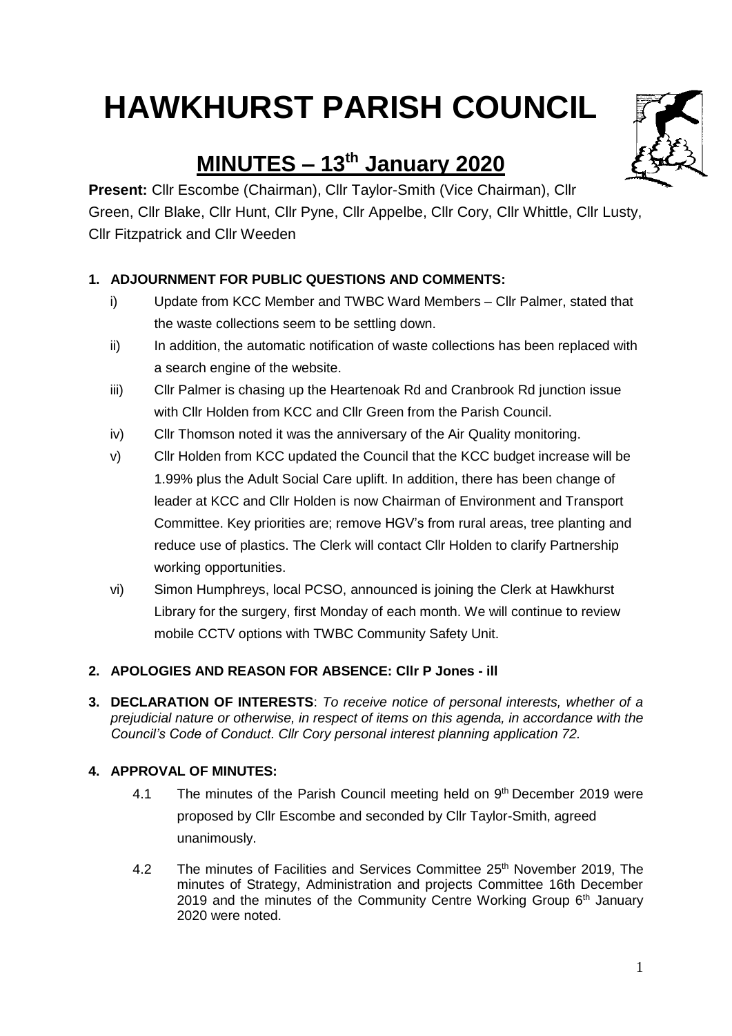# HAWKHURST PARISH COUNCIL

## MINUTES – 13th January 2020

**Present:** Cllr Escombe (Chairman), Cllr Taylor-Smith (Vice Chairman), Cllr Green, Cllr Blake, Cllr Hunt, Cllr Pyne, Cllr Appelbe, Cllr Cory, Cllr Whittle, Cllr Lusty, Cllr Fitzpatrick and Cllr Weeden

**1. ADJOURNMENT FOR PUBLIC QUESTIONS AND COMMENTS:**

i) Update from KCC Member and TWBC Ward Members – Cllr Palmer, stated that the waste collections seem to be settling down.

ii) In addition, the automatic notification of waste collections has been replaced with a search engine of the website.

iii) Cllr Palmer is chasing up the Heartenoak Rd and Cranbrook Rd junction issue with Cllr Holden from KCC and Cllr Green from the Parish Council.

iv) Cllr Thomson noted it was the anniversary of the Air Quality monitoring.

v) Cllr Holden from KCC updated the Council that the KCC budget increase will be 1.99% plus the Adult Social Care uplift. In addition, there has been change of leader at KCC and Cllr Holden is now Chairman of Environment and Transport Committee. Key priorities are; remove HGV's from rural areas, tree planting and reduce use of plastics. The Clerk will contact Cllr Holden to clarify Partnership working opportunities.

vi) Simon Humphreys, local PCSO, announced is joining the Clerk at Hawkhurst Library for the surgery, first Monday of each month. We will continue to review mobile CCTV options with TWBC Community Safety Unit.

**2. APOLOGIES AND REASON FOR ABSENCE: Cllr P Jones - ill**

**3. DECLARATION OF INTERESTS**: *To receive notice of personal interests, whether of a prejudicial nature or otherwise, in respect of items on this agenda, in accordance with the Council's Code of Conduct. Cllr Cory personal interest planning application 72.*

**4. APPROVAL OF MINUTES:**

4.1 The minutes of the Parish Council meeting held on 9th December 2019 were proposed by Cllr Escombe and seconded by Cllr Taylor-Smith, agreed unanimously.

4.2 The minutes of Facilities and Services Committee 25th November 2019, The minutes of Strategy, Administration and projects Committee 16th December 2019 and the minutes of the Community Centre Working Group 6th January 2020 were noted.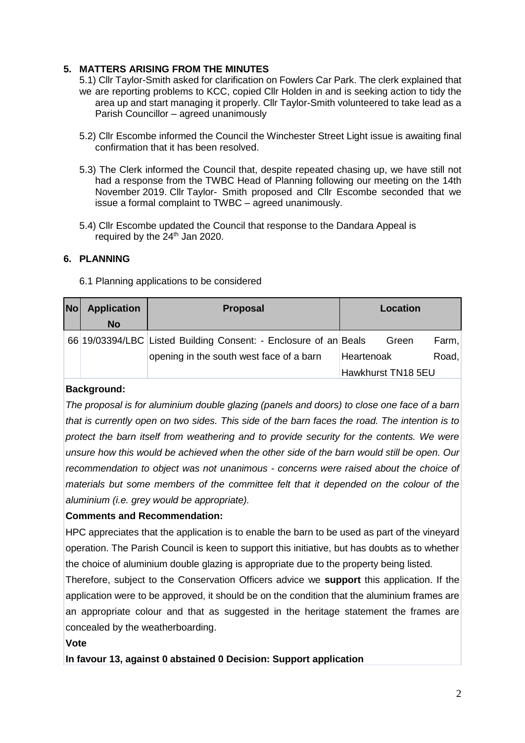## 5. MATTERS ARISING FROM THE MINUTES

5.1) Cllr Taylor-Smith asked for clarification on Fowlers Car Park. The clerk explained that we are reporting problems to KCC, copied Cllr Holden in and is seeking action to tidy the area up and start managing it properly. Cllr Taylor-Smith volunteered to take lead as a Parish Councillor – agreed unanimously

5.2) Cllr Escombe informed the Council the Winchester Street Light issue is awaiting final confirmation that it has been resolved.

5.3) The Clerk informed the Council that, despite repeated chasing up, we have still not had a response from the TWBC Head of Planning following our meeting on the 14th November 2019. Cllr Taylor- Smith proposed and Cllr Escombe seconded that we issue a formal complaint to TWBC – agreed unanimously.

5.4) Cllr Escombe updated the Council that response to the Dandara Appeal is required by the 24th Jan 2020.

## 6. PLANNING

6.1 Planning applications to be considered

| No | Application No | Proposal | Location |
|---|---|---|---|
| 66 | 19/03394/LBC | Listed Building Consent: - Enclosure of an opening in the south west face of a barn | Beals Green Farm, Heartenoak Road, Hawkhurst TN18 5EU |

**Background:**

*The proposal is for aluminium double glazing (panels and doors) to close one face of a barn that is currently open on two sides. This side of the barn faces the road. The intention is to protect the barn itself from weathering and to provide security for the contents. We were unsure how this would be achieved when the other side of the barn would still be open. Our recommendation to object was not unanimous - concerns were raised about the choice of materials but some members of the committee felt that it depended on the colour of the aluminium (i.e. grey would be appropriate).*

**Comments and Recommendation:**

HPC appreciates that the application is to enable the barn to be used as part of the vineyard operation. The Parish Council is keen to support this initiative, but has doubts as to whether the choice of aluminium double glazing is appropriate due to the property being listed.

Therefore, subject to the Conservation Officers advice we **support** this application. If the application were to be approved, it should be on the condition that the aluminium frames are an appropriate colour and that as suggested in the heritage statement the frames are concealed by the weatherboarding.

**Vote**

**In favour 13, against 0 abstained 0 Decision: Support application**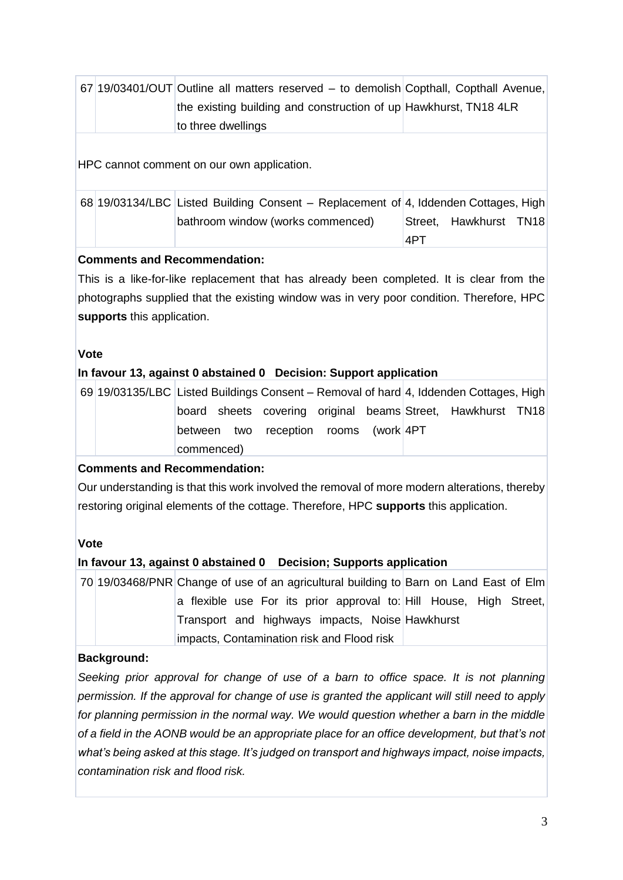| 67 | 19/03401/OUT | Outline all matters reserved – to demolish the existing building and construction of up to three dwellings | Copthall, Copthall Avenue, Hawkhurst, TN18 4LR |
|---|---|---|---|

HPC cannot comment on our own application.

| 68 | 19/03134/LBC | Listed Building Consent – Replacement of bathroom window (works commenced) | 4, Iddenden Cottages, High Street, Hawkhurst TN18 4PT |
|---|---|---|---|

**Comments and Recommendation:**

This is a like-for-like replacement that has already been completed. It is clear from the photographs supplied that the existing window was in very poor condition. Therefore, HPC **supports** this application.

**Vote**

**In favour 13, against 0 abstained 0 Decision: Support application**

| 69 | 19/03135/LBC | Listed Buildings Consent – Removal of hard board sheets covering original beams between two reception rooms (work commenced) | 4, Iddenden Cottages, High Street, Hawkhurst TN18 4PT |
|---|---|---|---|

**Comments and Recommendation:**

Our understanding is that this work involved the removal of more modern alterations, thereby restoring original elements of the cottage. Therefore, HPC **supports** this application.

**Vote**

**In favour 13, against 0 abstained 0 Decision; Supports application**

| 70 | 19/03468/PNR | Change of use of an agricultural building to a flexible use For its prior approval to: Transport and highways impacts, Noise impacts, Contamination risk and Flood risk | Barn on Land East of Elm Hill House, High Street, Hawkhurst |
|---|---|---|---|

**Background:**

*Seeking prior approval for change of use of a barn to office space. It is not planning permission. If the approval for change of use is granted the applicant will still need to apply for planning permission in the normal way. We would question whether a barn in the middle of a field in the AONB would be an appropriate place for an office development, but that's not what's being asked at this stage. It's judged on transport and highways impact, noise impacts, contamination risk and flood risk.*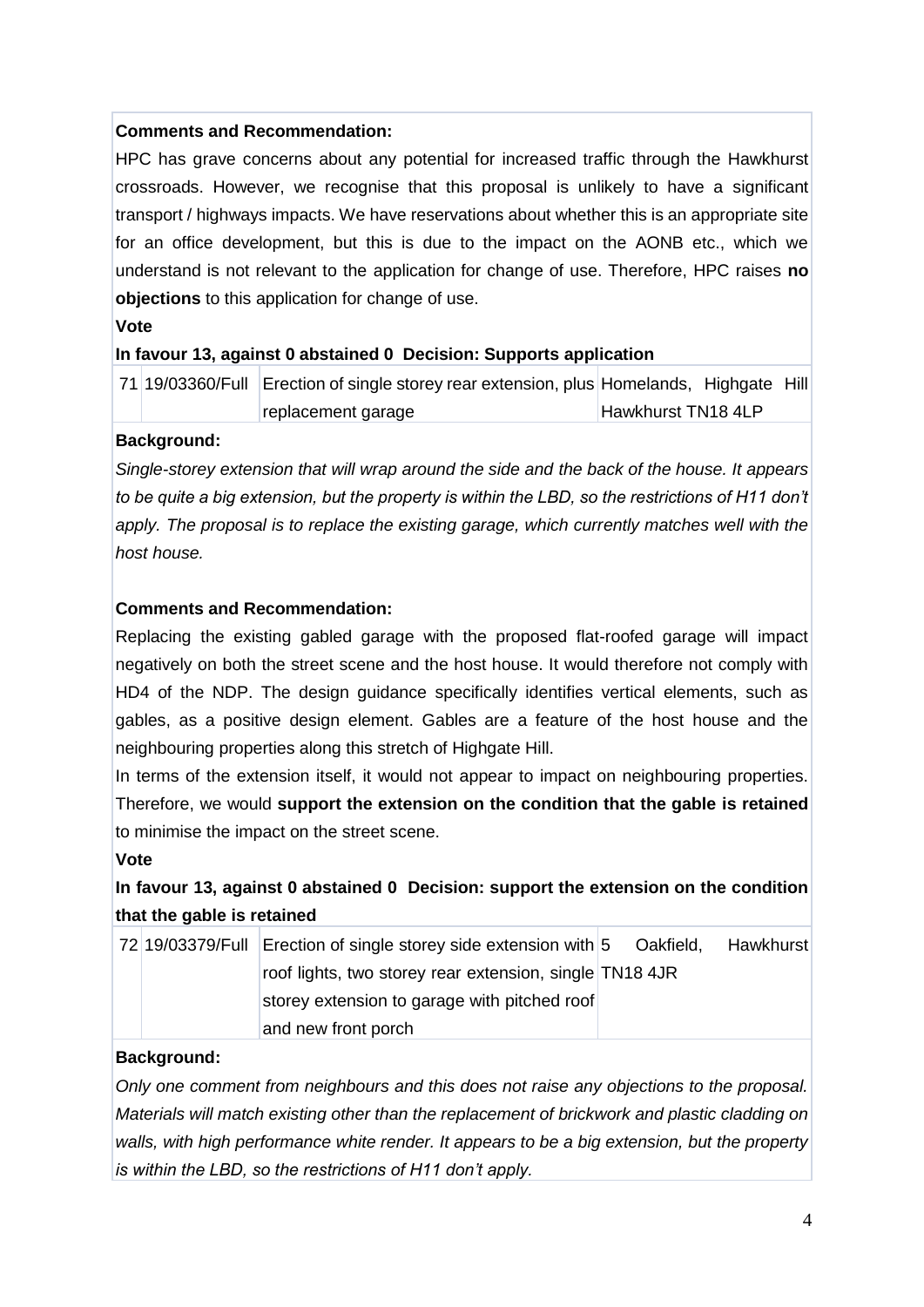**Comments and Recommendation:**

HPC has grave concerns about any potential for increased traffic through the Hawkhurst crossroads. However, we recognise that this proposal is unlikely to have a significant transport / highways impacts. We have reservations about whether this is an appropriate site for an office development, but this is due to the impact on the AONB etc., which we understand is not relevant to the application for change of use. Therefore, HPC raises **no objections** to this application for change of use.

**Vote**

**In favour 13, against 0 abstained 0 Decision: Supports application**

| | | | |
|---|---|---|---|
| 71 | 19/03360/Full | Erection of single storey rear extension, plus replacement garage | Homelands, Highgate Hill Hawkhurst TN18 4LP |

**Background:**

*Single-storey extension that will wrap around the side and the back of the house. It appears to be quite a big extension, but the property is within the LBD, so the restrictions of H11 don't apply. The proposal is to replace the existing garage, which currently matches well with the host house.*

**Comments and Recommendation:**

Replacing the existing gabled garage with the proposed flat-roofed garage will impact negatively on both the street scene and the host house. It would therefore not comply with HD4 of the NDP. The design guidance specifically identifies vertical elements, such as gables, as a positive design element. Gables are a feature of the host house and the neighbouring properties along this stretch of Highgate Hill.

In terms of the extension itself, it would not appear to impact on neighbouring properties. Therefore, we would **support the extension on the condition that the gable is retained** to minimise the impact on the street scene.

**Vote**

**In favour 13, against 0 abstained 0 Decision: support the extension on the condition that the gable is retained**

| | | | |
|---|---|---|---|
| 72 | 19/03379/Full | Erection of single storey side extension with roof lights, two storey rear extension, single storey extension to garage with pitched roof and new front porch | 5 Oakfield, Hawkhurst TN18 4JR |

**Background:**

*Only one comment from neighbours and this does not raise any objections to the proposal. Materials will match existing other than the replacement of brickwork and plastic cladding on walls, with high performance white render. It appears to be a big extension, but the property is within the LBD, so the restrictions of H11 don't apply.*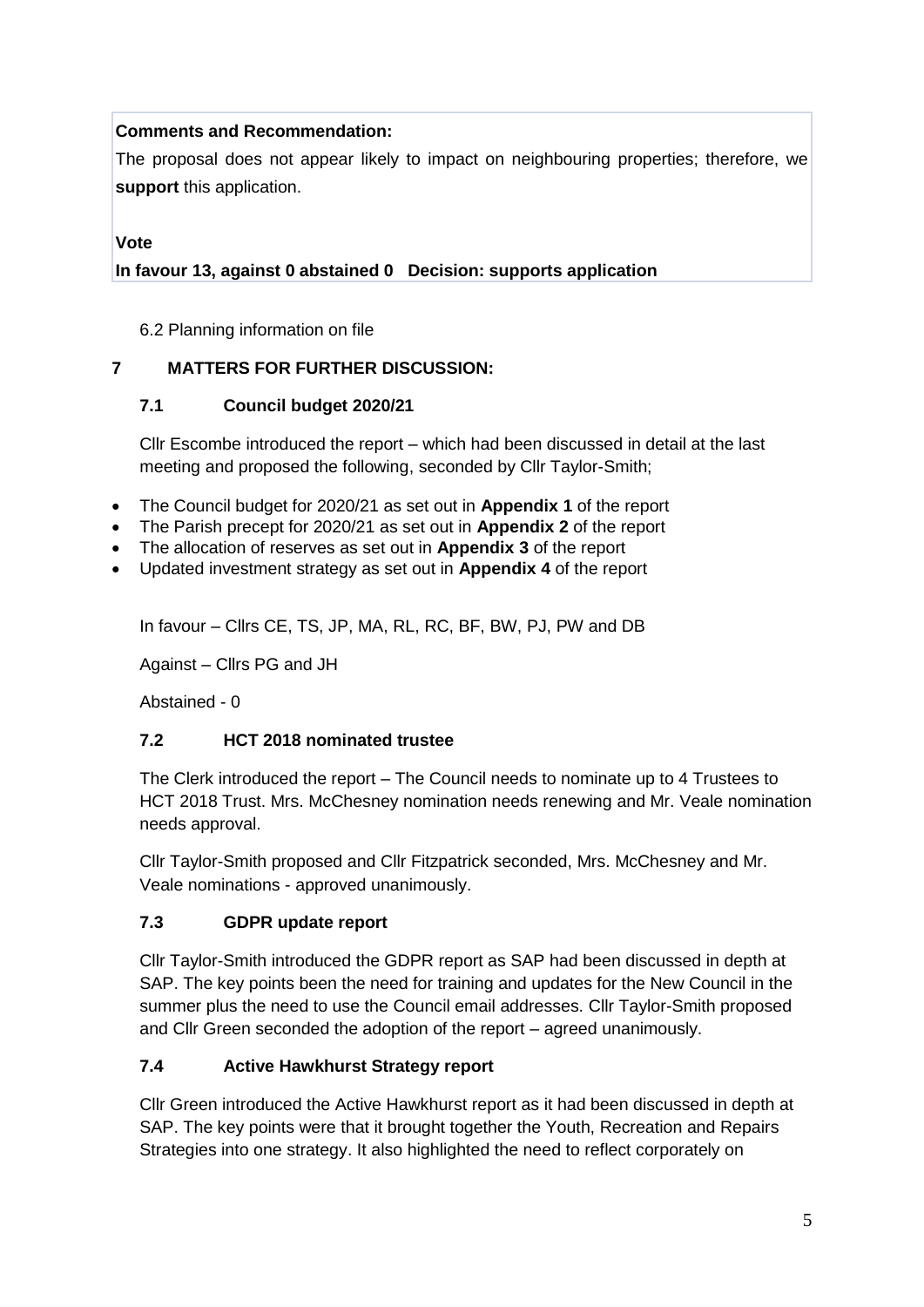**Comments and Recommendation:**

The proposal does not appear likely to impact on neighbouring properties; therefore, we **support** this application.

**Vote**

**In favour 13, against 0 abstained 0 Decision: supports application**

6.2 Planning information on file

## 7 MATTERS FOR FURTHER DISCUSSION:

### 7.1 Council budget 2020/21

Cllr Escombe introduced the report – which had been discussed in detail at the last meeting and proposed the following, seconded by Cllr Taylor-Smith;

- The Council budget for 2020/21 as set out in **Appendix 1** of the report
- The Parish precept for 2020/21 as set out in **Appendix 2** of the report
- The allocation of reserves as set out in **Appendix 3** of the report
- Updated investment strategy as set out in **Appendix 4** of the report

In favour – Cllrs CE, TS, JP, MA, RL, RC, BF, BW, PJ, PW and DB

Against – Cllrs PG and JH

Abstained - 0

### 7.2 HCT 2018 nominated trustee

The Clerk introduced the report – The Council needs to nominate up to 4 Trustees to HCT 2018 Trust. Mrs. McChesney nomination needs renewing and Mr. Veale nomination needs approval.

Cllr Taylor-Smith proposed and Cllr Fitzpatrick seconded, Mrs. McChesney and Mr. Veale nominations - approved unanimously.

### 7.3 GDPR update report

Cllr Taylor-Smith introduced the GDPR report as SAP had been discussed in depth at SAP. The key points been the need for training and updates for the New Council in the summer plus the need to use the Council email addresses. Cllr Taylor-Smith proposed and Cllr Green seconded the adoption of the report – agreed unanimously.

### 7.4 Active Hawkhurst Strategy report

Cllr Green introduced the Active Hawkhurst report as it had been discussed in depth at SAP. The key points were that it brought together the Youth, Recreation and Repairs Strategies into one strategy. It also highlighted the need to reflect corporately on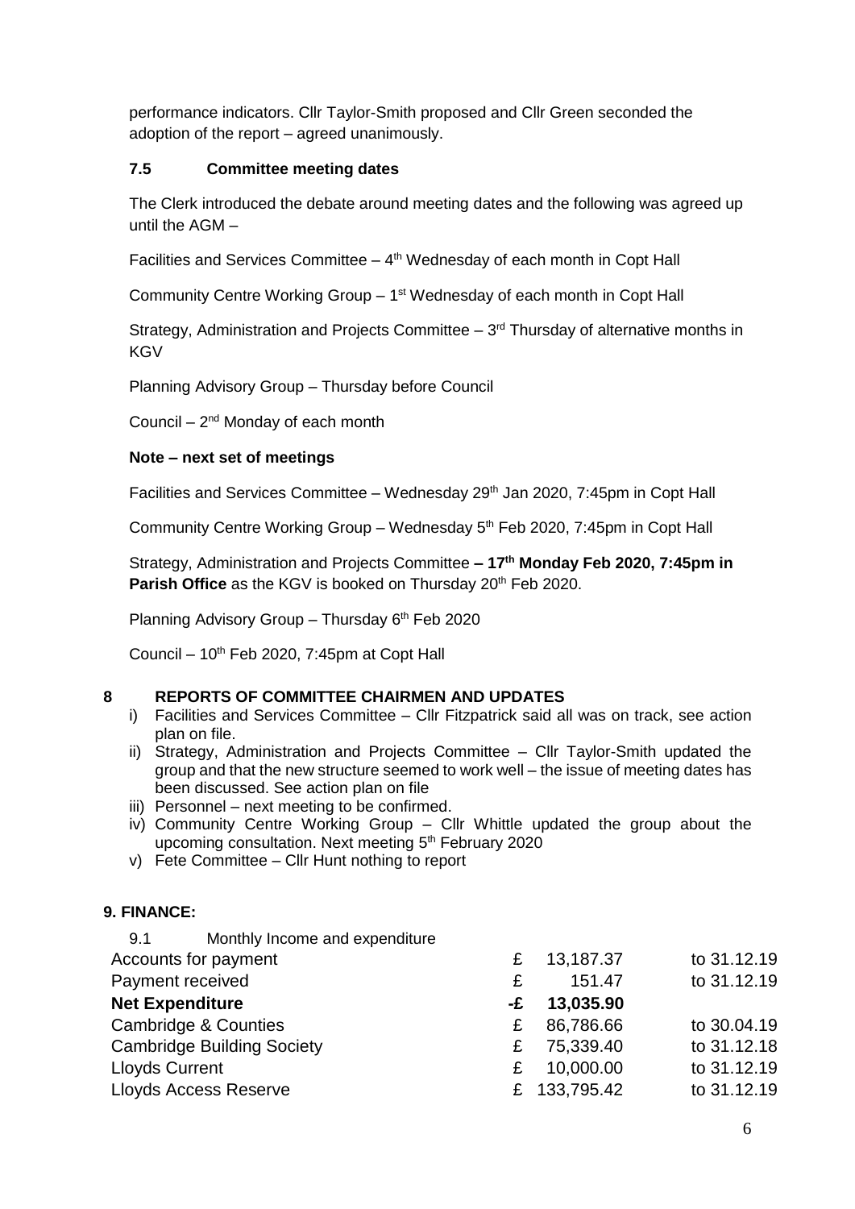performance indicators. Cllr Taylor-Smith proposed and Cllr Green seconded the adoption of the report – agreed unanimously.

### 7.5 Committee meeting dates

The Clerk introduced the debate around meeting dates and the following was agreed up until the AGM –

Facilities and Services Committee – 4th Wednesday of each month in Copt Hall

Community Centre Working Group – 1st Wednesday of each month in Copt Hall

Strategy, Administration and Projects Committee – 3rd Thursday of alternative months in KGV

Planning Advisory Group – Thursday before Council

Council – 2nd Monday of each month

**Note – next set of meetings**

Facilities and Services Committee – Wednesday 29th Jan 2020, 7:45pm in Copt Hall

Community Centre Working Group – Wednesday 5th Feb 2020, 7:45pm in Copt Hall

Strategy, Administration and Projects Committee **– 17th Monday Feb 2020, 7:45pm in Parish Office** as the KGV is booked on Thursday 20th Feb 2020.

Planning Advisory Group – Thursday 6th Feb 2020

Council – 10th Feb 2020, 7:45pm at Copt Hall

## 8 REPORTS OF COMMITTEE CHAIRMEN AND UPDATES

i) Facilities and Services Committee – Cllr Fitzpatrick said all was on track, see action plan on file.
ii) Strategy, Administration and Projects Committee – Cllr Taylor-Smith updated the group and that the new structure seemed to work well – the issue of meeting dates has been discussed. See action plan on file
iii) Personnel – next meeting to be confirmed.
iv) Community Centre Working Group – Cllr Whittle updated the group about the upcoming consultation. Next meeting 5th February 2020
v) Fete Committee – Cllr Hunt nothing to report

## 9. FINANCE:

9.1 Monthly Income and expenditure

| | | | |
|---|---|---|---|
| Accounts for payment | £ | 13,187.37 | to 31.12.19 |
| Payment received | £ | 151.47 | to 31.12.19 |
| **Net Expenditure** | **-£** | **13,035.90** | |
| Cambridge & Counties | £ | 86,786.66 | to 30.04.19 |
| Cambridge Building Society | £ | 75,339.40 | to 31.12.18 |
| Lloyds Current | £ | 10,000.00 | to 31.12.19 |
| Lloyds Access Reserve | £ | 133,795.42 | to 31.12.19 |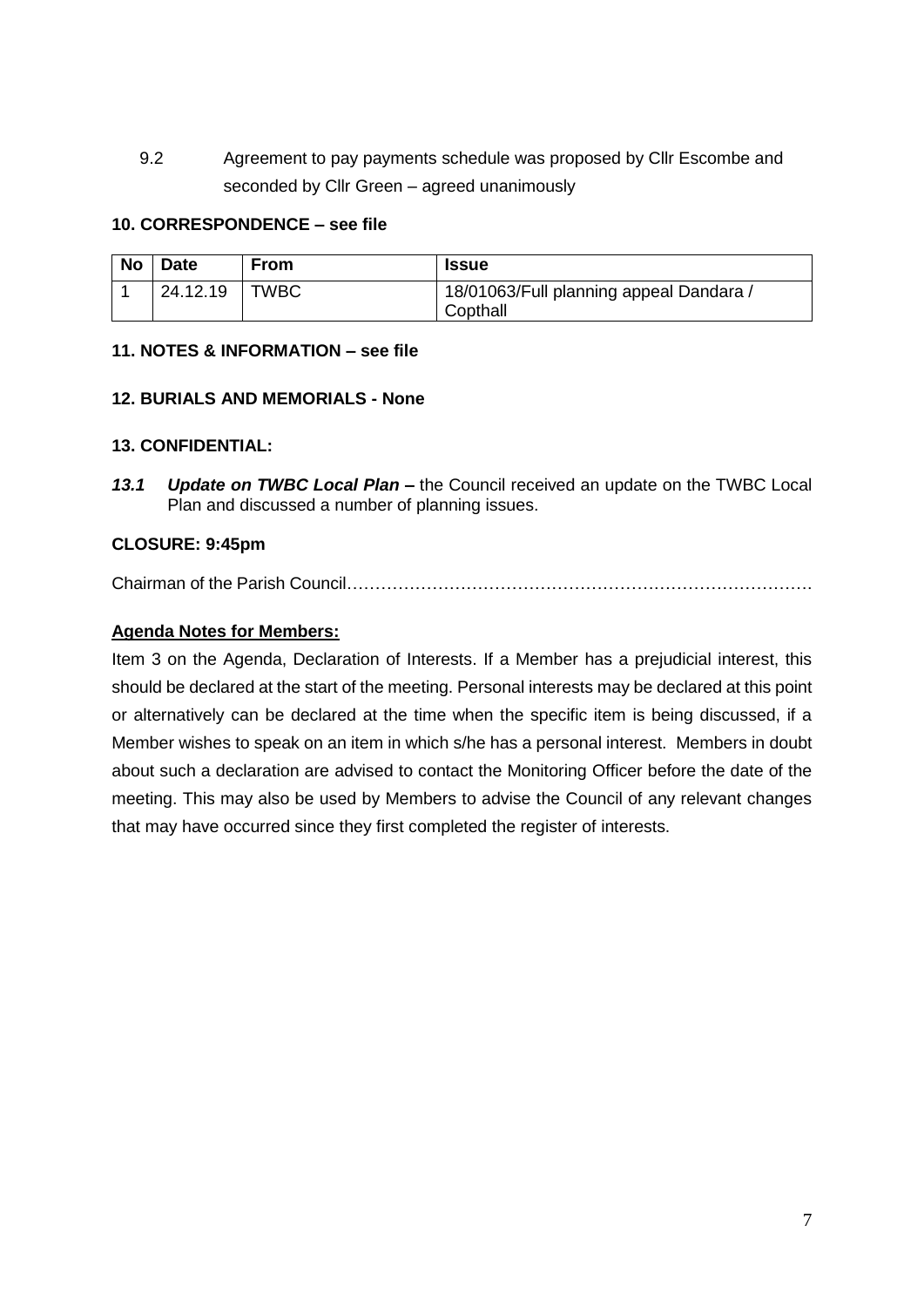9.2 Agreement to pay payments schedule was proposed by Cllr Escombe and seconded by Cllr Green – agreed unanimously

**10. CORRESPONDENCE – see file**

| No | Date | From | Issue |
|---|---|---|---|
| 1 | 24.12.19 | TWBC | 18/01063/Full planning appeal Dandara / Copthall |

**11. NOTES & INFORMATION – see file**

**12. BURIALS AND MEMORIALS - None**

**13. CONFIDENTIAL:**

***13.1 Update on TWBC Local Plan –*** the Council received an update on the TWBC Local Plan and discussed a number of planning issues.

**CLOSURE: 9:45pm**

Chairman of the Parish Council…………………………………………………………………………

**Agenda Notes for Members:**

Item 3 on the Agenda, Declaration of Interests. If a Member has a prejudicial interest, this should be declared at the start of the meeting. Personal interests may be declared at this point or alternatively can be declared at the time when the specific item is being discussed, if a Member wishes to speak on an item in which s/he has a personal interest. Members in doubt about such a declaration are advised to contact the Monitoring Officer before the date of the meeting. This may also be used by Members to advise the Council of any relevant changes that may have occurred since they first completed the register of interests.